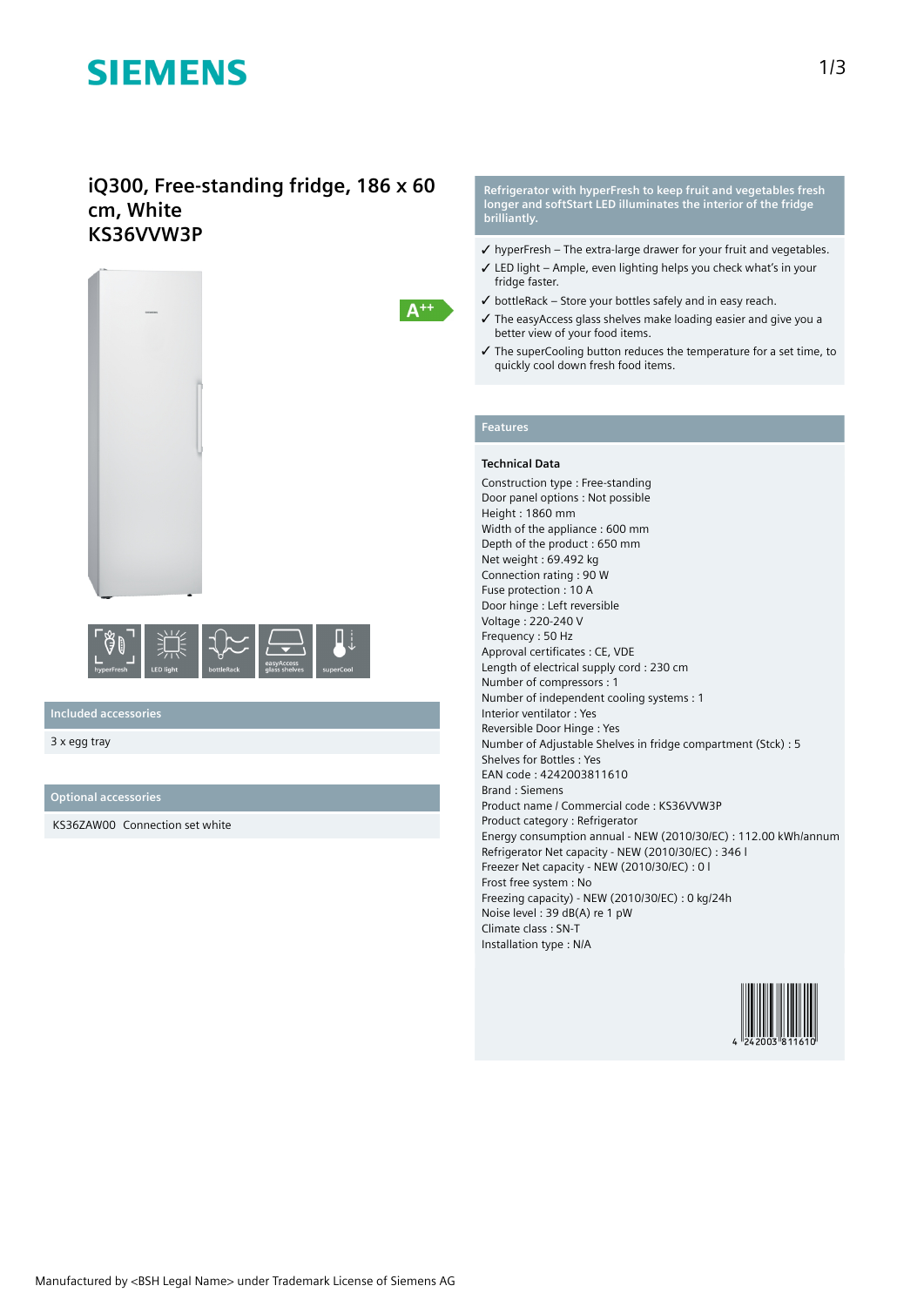# SIEMENS

## iQ300, Free-standing fridge, 186 x 60 cm, White
## KS36VVW3P

A++

hyperFresh | LED light | bottleRack | easyAccess glass shelves | superCool

### Included accessories

3 x egg tray

### Optional accessories

KS36ZAW00 Connection set white

### Refrigerator with hyperFresh to keep fruit and vegetables fresh longer and softStart LED illuminates the interior of the fridge brilliantly.

- ✓ hyperFresh – The extra-large drawer for your fruit and vegetables.
- ✓ LED light – Ample, even lighting helps you check what's in your fridge faster.
- ✓ bottleRack – Store your bottles safely and in easy reach.
- ✓ The easyAccess glass shelves make loading easier and give you a better view of your food items.
- ✓ The superCooling button reduces the temperature for a set time, to quickly cool down fresh food items.

### Features

**Technical Data**

Construction type : Free-standing
Door panel options : Not possible
Height : 1860 mm
Width of the appliance : 600 mm
Depth of the product : 650 mm
Net weight : 69.492 kg
Connection rating : 90 W
Fuse protection : 10 A
Door hinge : Left reversible
Voltage : 220-240 V
Frequency : 50 Hz
Approval certificates : CE, VDE
Length of electrical supply cord : 230 cm
Number of compressors : 1
Number of independent cooling systems : 1
Interior ventilator : Yes
Reversible Door Hinge : Yes
Number of Adjustable Shelves in fridge compartment (Stck) : 5
Shelves for Bottles : Yes
EAN code : 4242003811610
Brand : Siemens
Product name / Commercial code : KS36VVW3P
Product category : Refrigerator
Energy consumption annual - NEW (2010/30/EC) : 112.00 kWh/annum
Refrigerator Net capacity - NEW (2010/30/EC) : 346 l
Freezer Net capacity - NEW (2010/30/EC) : 0 l
Frost free system : No
Freezing capacity) - NEW (2010/30/EC) : 0 kg/24h
Noise level : 39 dB(A) re 1 pW
Climate class : SN-T
Installation type : N/A

4 242003 811610

Manufactured by <BSH Legal Name> under Trademark License of Siemens AG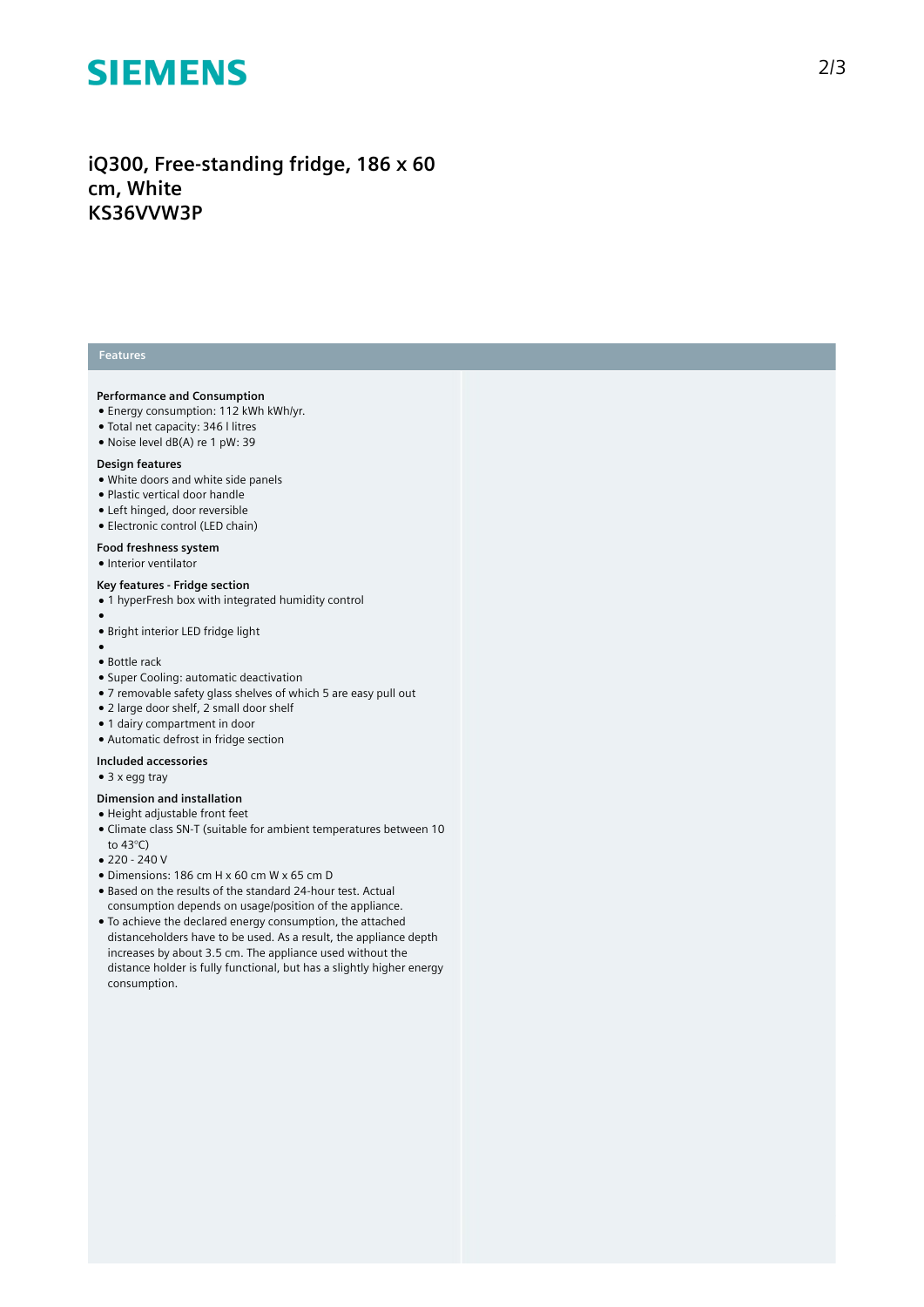# iQ300, Free-standing fridge, 186 x 60 cm, White
# KS36VVW3P

## Features

### Performance and Consumption

- Energy consumption: 112 kWh kWh/yr.
- Total net capacity: 346 l litres
- Noise level dB(A) re 1 pW: 39

### Design features

- White doors and white side panels
- Plastic vertical door handle
- Left hinged, door reversible
- Electronic control (LED chain)

### Food freshness system

- Interior ventilator

### Key features - Fridge section

- 1 hyperFresh box with integrated humidity control
- 
- Bright interior LED fridge light
- 
- Bottle rack
- Super Cooling: automatic deactivation
- 7 removable safety glass shelves of which 5 are easy pull out
- 2 large door shelf, 2 small door shelf
- 1 dairy compartment in door
- Automatic defrost in fridge section

### Included accessories

- 3 x egg tray

### Dimension and installation

- Height adjustable front feet
- Climate class SN-T (suitable for ambient temperatures between 10 to 43°C)
- 220 - 240 V
- Dimensions: 186 cm H x 60 cm W x 65 cm D
- Based on the results of the standard 24-hour test. Actual consumption depends on usage/position of the appliance.
- To achieve the declared energy consumption, the attached distanceholders have to be used. As a result, the appliance depth increases by about 3.5 cm. The appliance used without the distance holder is fully functional, but has a slightly higher energy consumption.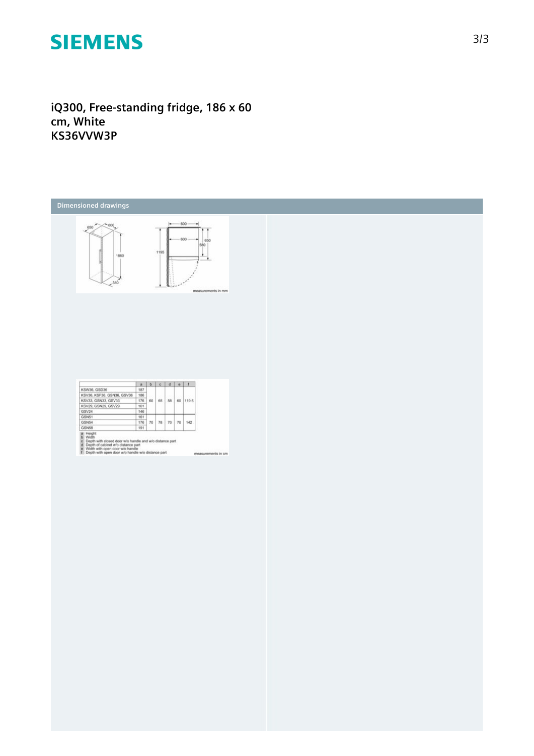# iQ300, Free-standing fridge, 186 x 60 cm, White
# KS36VVW3P

## Dimensioned drawings

| | a | b | c | d | e | f |
|---|---|---|---|---|---|---|
| KSW36, GSD36 | 187 | 60 | 65 | 58 | 60 | 119.5 |
| KSV36, KSF36, GSN36, GSV36 | 186 | 60 | 65 | 58 | 60 | 119.5 |
| KSV33, GSN33, GSV33 | 176 | 60 | 65 | 58 | 60 | 119.5 |
| KSV29, GSN29, GSV29 | 161 | 60 | 65 | 58 | 60 | 119.5 |
| GSV24 | 146 | 60 | 65 | 58 | 60 | 119.5 |
| GSN51 | 161 | 70 | 78 | 70 | 70 | 142 |
| GSN54 | 176 | 70 | 78 | 70 | 70 | 142 |
| GSN58 | 191 | 70 | 78 | 70 | 70 | 142 |

a Height
b Width
c Depth with closed door w/o handle and w/o distance part
d Depth of cabinet w/o distance part
e Width with open door w/o handle
f Depth with open door w/o handle w/o distance part

measurements in cm